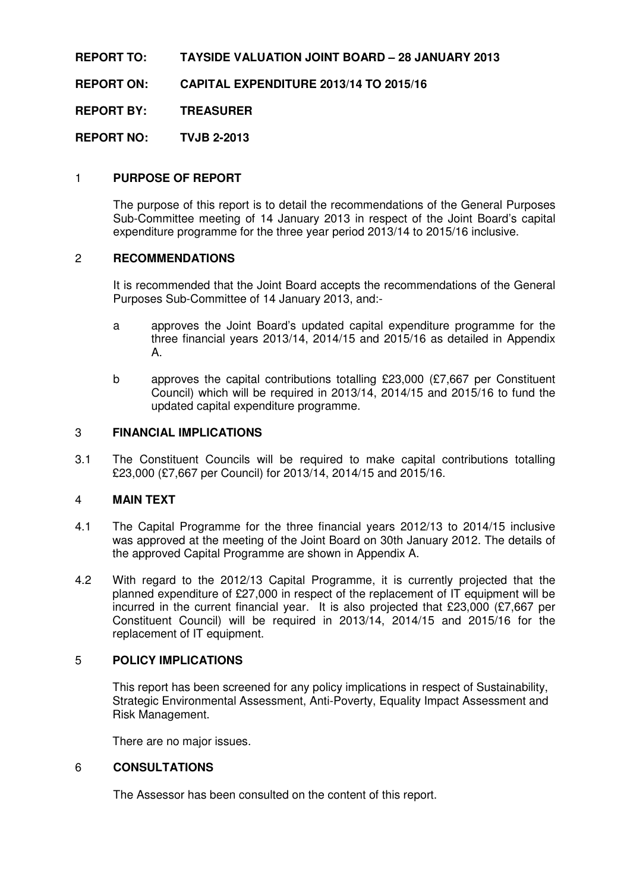**REPORT TO: TAYSIDE VALUATION JOINT BOARD – 28 JANUARY 2013**

**REPORT ON: CAPITAL EXPENDITURE 2013/14 TO 2015/16**

**REPORT BY: TREASURER**

**REPORT NO: TVJB 2-2013**

## 1 PURPOSE OF REPORT

The purpose of this report is to detail the recommendations of the General Purposes Sub-Committee meeting of 14 January 2013 in respect of the Joint Board's capital expenditure programme for the three year period 2013/14 to 2015/16 inclusive.

## 2 RECOMMENDATIONS

It is recommended that the Joint Board accepts the recommendations of the General Purposes Sub-Committee of 14 January 2013, and:-

a approves the Joint Board's updated capital expenditure programme for the three financial years 2013/14, 2014/15 and 2015/16 as detailed in Appendix A.

b approves the capital contributions totalling £23,000 (£7,667 per Constituent Council) which will be required in 2013/14, 2014/15 and 2015/16 to fund the updated capital expenditure programme.

## 3 FINANCIAL IMPLICATIONS

3.1 The Constituent Councils will be required to make capital contributions totalling £23,000 (£7,667 per Council) for 2013/14, 2014/15 and 2015/16.

## 4 MAIN TEXT

4.1 The Capital Programme for the three financial years 2012/13 to 2014/15 inclusive was approved at the meeting of the Joint Board on 30th January 2012. The details of the approved Capital Programme are shown in Appendix A.

4.2 With regard to the 2012/13 Capital Programme, it is currently projected that the planned expenditure of £27,000 in respect of the replacement of IT equipment will be incurred in the current financial year. It is also projected that £23,000 (£7,667 per Constituent Council) will be required in 2013/14, 2014/15 and 2015/16 for the replacement of IT equipment.

## 5 POLICY IMPLICATIONS

This report has been screened for any policy implications in respect of Sustainability, Strategic Environmental Assessment, Anti-Poverty, Equality Impact Assessment and Risk Management.

There are no major issues.

## 6 CONSULTATIONS

The Assessor has been consulted on the content of this report.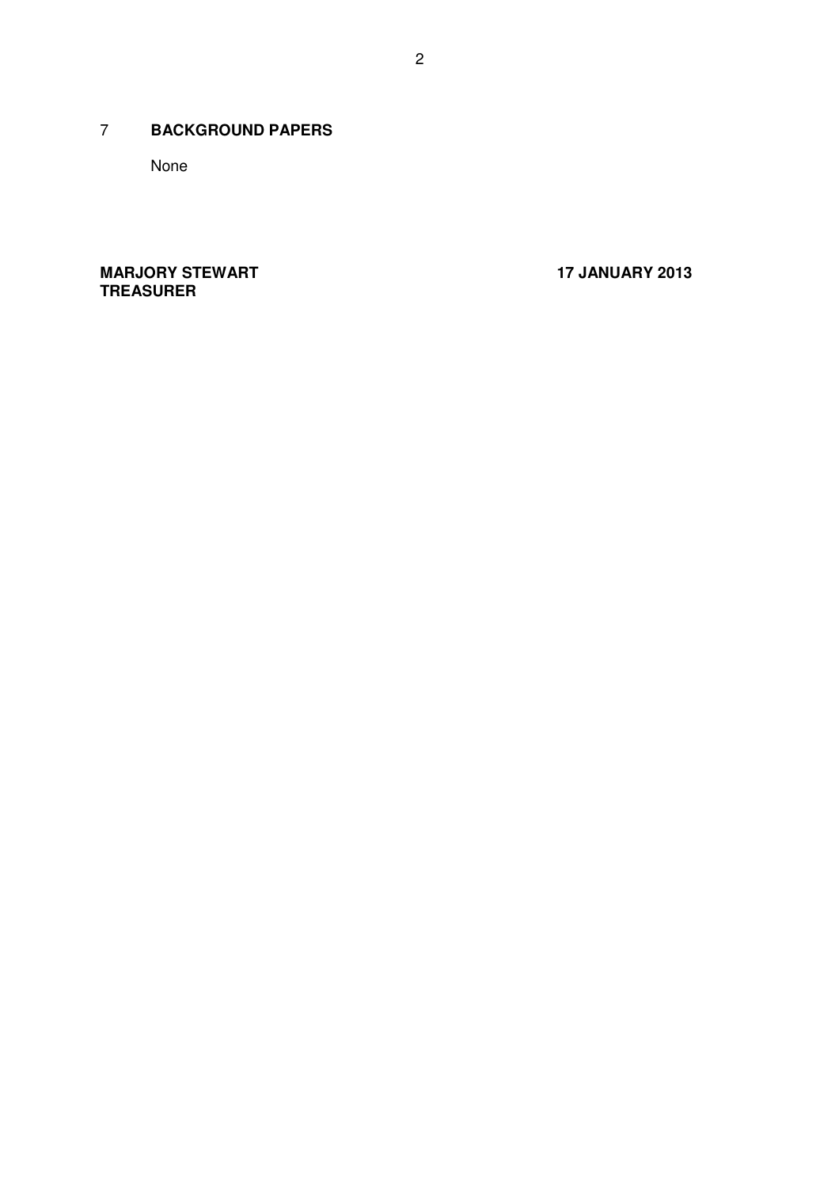## 7 BACKGROUND PAPERS

None

**MARJORY STEWART**
**TREASURER**

**17 JANUARY 2013**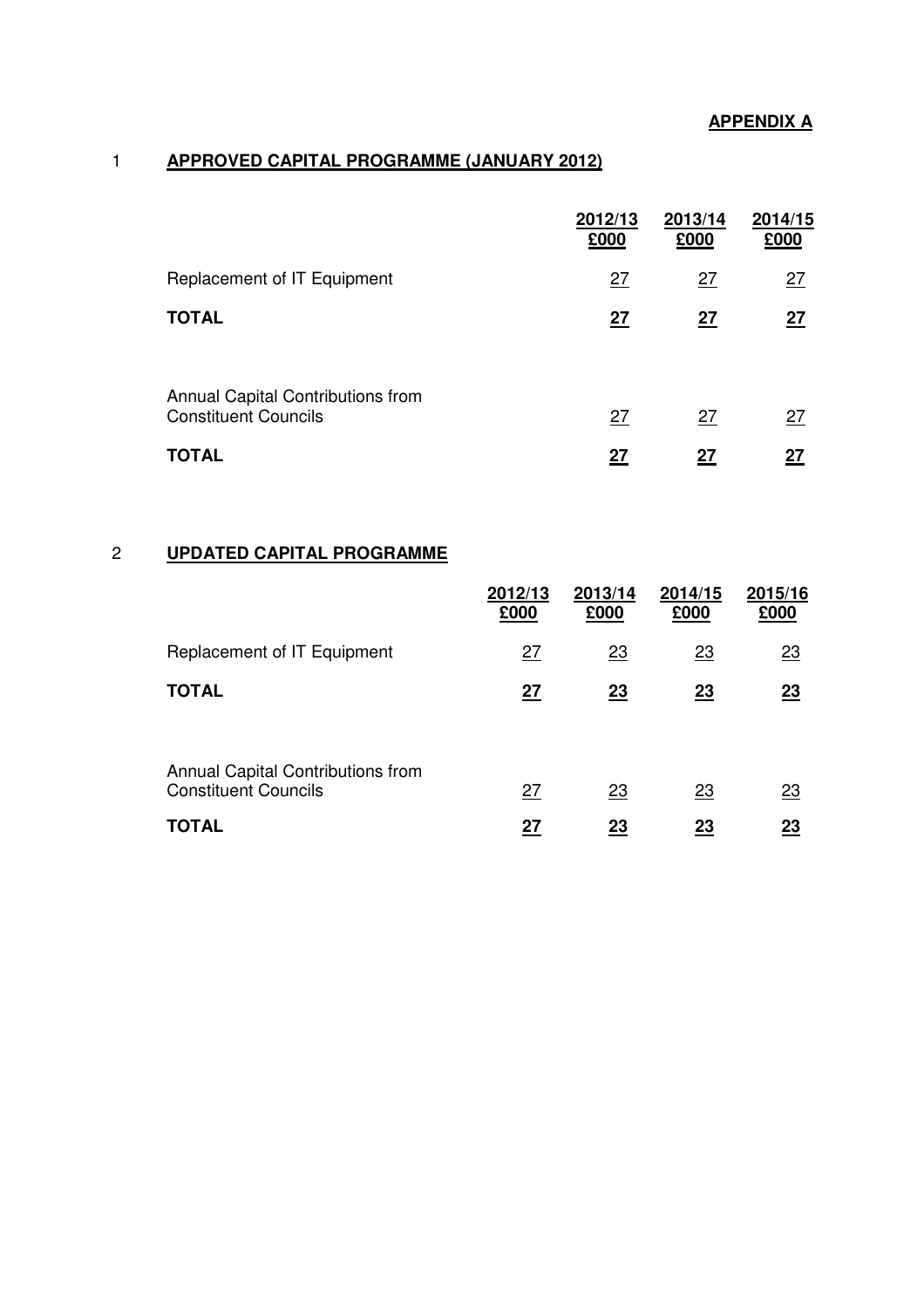**APPENDIX A**

## 1 APPROVED CAPITAL PROGRAMME (JANUARY 2012)

| | 2012/13 £000 | 2013/14 £000 | 2014/15 £000 |
|---|---|---|---|
| Replacement of IT Equipment | 27 | 27 | 27 |
| **TOTAL** | **27** | **27** | **27** |
| | | | |
| Annual Capital Contributions from Constituent Councils | 27 | 27 | 27 |
| **TOTAL** | **27** | **27** | **27** |

## 2 UPDATED CAPITAL PROGRAMME

| | 2012/13 £000 | 2013/14 £000 | 2014/15 £000 | 2015/16 £000 |
|---|---|---|---|---|
| Replacement of IT Equipment | 27 | 23 | 23 | 23 |
| **TOTAL** | **27** | **23** | **23** | **23** |
| | | | | |
| Annual Capital Contributions from Constituent Councils | 27 | 23 | 23 | 23 |
| **TOTAL** | **27** | **23** | **23** | **23** |